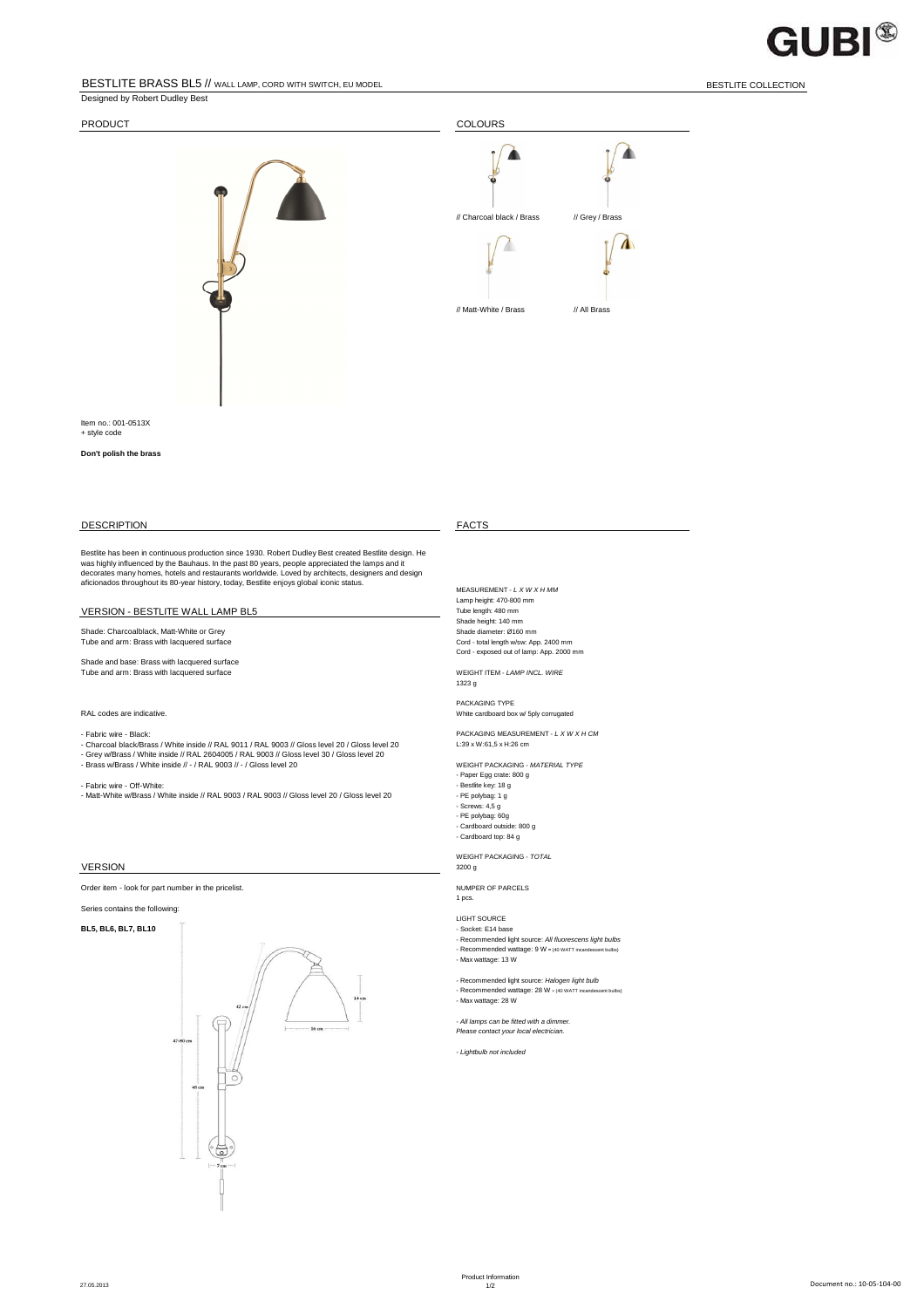# BESTLITE BRASS BL5 // WALL LAMP, CORD WITH SWITCH, EU MODEL

BESTLITE COLLECTION

Designed by Robert Dudley Best

## PRODUCT

Item no.: 001-0513X
+ style code

**Don't polish the brass**

## COLOURS

// Charcoal black / Brass

// Grey / Brass

// Matt-White / Brass

// All Brass

## DESCRIPTION

Bestlite has been in continuous production since 1930. Robert Dudley Best created Bestlite design. He was highly influenced by the Bauhaus. In the past 80 years, people appreciated the lamps and it decorates many homes, hotels and restaurants worldwide. Loved by architects, designers and design aficionados throughout its 80-year history, today, Bestlite enjoys global iconic status.

## VERSION - BESTLITE WALL LAMP BL5

Shade: Charcoalblack, Matt-White or Grey
Tube and arm: Brass with lacquered surface

Shade and base: Brass with lacquered surface
Tube and arm: Brass with lacquered surface

RAL codes are indicative.

- Fabric wire - Black:
- Charcoal black/Brass / White inside // RAL 9011 / RAL 9003 // Gloss level 20 / Gloss level 20
- Grey w/Brass / White inside // RAL 2604005 / RAL 9003 // Gloss level 30 / Gloss level 20
- Brass w/Brass / White inside // - / RAL 9003 // - / Gloss level 20

- Fabric wire - Off-White:
- Matt-White w/Brass / White inside // RAL 9003 / RAL 9003 // Gloss level 20 / Gloss level 20

## VERSION

Order item - look for part number in the pricelist.

Series contains the following:

**BL5, BL6, BL7, BL10**

47-80 cm
48 cm
42 cm
14 cm
16 cm
7 cm

## FACTS

MEASUREMENT - *L X W X H MM*
Lamp height: 470-800 mm
Tube length: 480 mm
Shade height: 140 mm
Shade diameter: Ø160 mm
Cord - total length w/sw: App. 2400 mm
Cord - exposed out of lamp: App. 2000 mm

WEIGHT ITEM - *LAMP INCL. WIRE*
1323 g

PACKAGING TYPE
White cardboard box w/ 5ply corrugated

PACKAGING MEASUREMENT - *L X W X H CM*
L:39 x W:61,5 x H:26 cm

WEIGHT PACKAGING - *MATERIAL TYPE*
- Paper Egg crate: 800 g
- Bestlite key: 18 g
- PE polybag: 1 g
- Screws: 4,5 g
- PE polybag: 60g
- Cardboard outside: 800 g
- Cardboard top: 84 g

WEIGHT PACKAGING - *TOTAL*
3200 g

NUMPER OF PARCELS
1 pcs.

LIGHT SOURCE
- Socket: E14 base
- Recommended light source: *All fluorescens light bulbs*
- Recommended wattage: 9 W = (40 WATT incandescent bulbs)
- Max wattage: 13 W

- Recommended light source: *Halogen light bulb*
- Recommended wattage: 28 W = (40 WATT incandescent bulbs)
- Max wattage: 28 W

- *All lamps can be fitted with a dimmer. Please contact your local electrician.*

- *Lightbulb not included*

27.05.2013

Product Information

Document no.: 10-05-104-00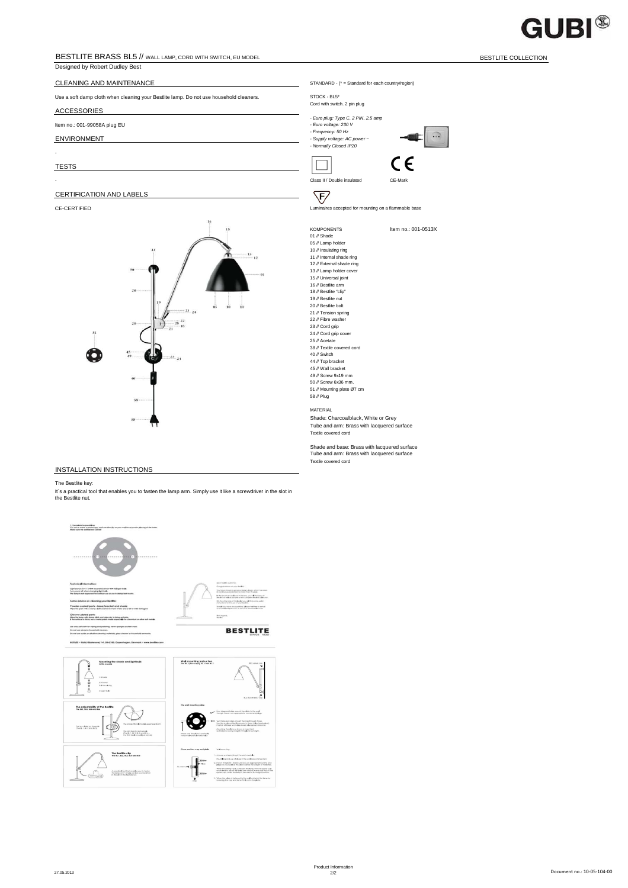# BESTLITE BRASS BL5 // WALL LAMP, CORD WITH SWITCH, EU MODEL

BESTLITE COLLECTION

Designed by Robert Dudley Best

## CLEANING AND MAINTENANCE

Use a soft damp cloth when cleaning your Bestlite lamp. Do not use household cleaners.

## ACCESSORIES

Item no.: 001-99058A plug EU

## ENVIRONMENT

-

## TESTS

-

## CERTIFICATION AND LABELS

CE-CERTIFIED

STANDARD - (* = Standard for each country/region)

STOCK - BL5*
Cord with switch. 2 pin plug

- *Euro plug: Type C, 2 PIN, 2,5 amp*
- *Euro voltage: 230 V*
- *Freqvency: 50 Hz*
- *Supply voltage: AC power ~*
- *Normally Closed IP20*

Class II / Double insulated

CE-Mark

Luminaires accepted for mounting on a flammable base

KOMPONENTS

Item no.: 001-0513X

01 // Shade
05 // Lamp holder
10 // Insulating ring
11 // Internal shade ring
12 // External shade ring
13 // Lamp holder cover
15 // Universal joint
16 // Bestlite arm
18 // Bestlite "clip"
19 // Bestlite nut
20 // Bestlite bolt
21 // Tension spring
22 // Fibre washer
23 // Cord grip
24 // Cord grip cover
25 // Acetate
38 // Textile covered cord
40 // Switch
44 // Top bracket
45 // Wall bracket
49 // Screw 9x19 mm
50 // Screw 6x36 mm.
51 // Mounting plate Ø7 cm
58 // Plug

MATERIAL

Shade: Charcoalblack, White or Grey
Tube and arm: Brass with lacquered surface
Textile covered cord

Shade and base: Brass with lacquered surface
Tube and arm: Brass with lacquered surface
Textile covered cord

## INSTALLATION INSTRUCTIONS

The Bestlite key:

It´s a practical tool that enables you to fasten the lamp arm. Simply use it like a screwdriver in the slot in the Bestlite nut.

27.05.2013

Product Information

Document no.: 10-05-104-00